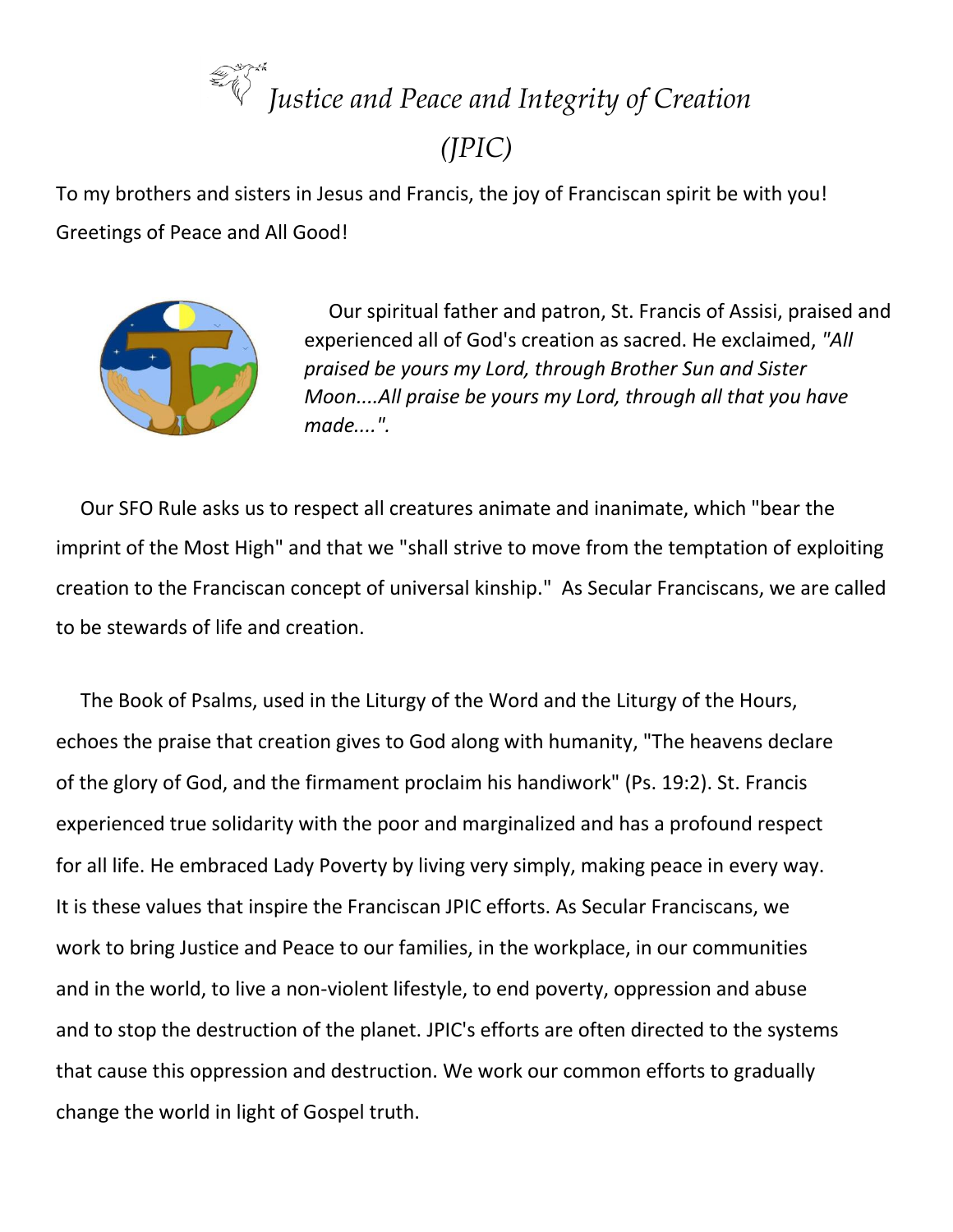# *Justice and Peace and Integrity of Creation (JPIC)*

To my brothers and sisters in Jesus and Francis, the joy of Franciscan spirit be with you! Greetings of Peace and All Good!

Our spiritual father and patron, St. Francis of Assisi, praised and experienced all of God's creation as sacred. He exclaimed, *"All praised be yours my Lord, through Brother Sun and Sister Moon....All praise be yours my Lord, through all that you have made....".*

Our SFO Rule asks us to respect all creatures animate and inanimate, which "bear the imprint of the Most High" and that we "shall strive to move from the temptation of exploiting creation to the Franciscan concept of universal kinship." As Secular Franciscans, we are called to be stewards of life and creation.

The Book of Psalms, used in the Liturgy of the Word and the Liturgy of the Hours, echoes the praise that creation gives to God along with humanity, "The heavens declare of the glory of God, and the firmament proclaim his handiwork" (Ps. 19:2). St. Francis experienced true solidarity with the poor and marginalized and has a profound respect for all life. He embraced Lady Poverty by living very simply, making peace in every way. It is these values that inspire the Franciscan JPIC efforts. As Secular Franciscans, we work to bring Justice and Peace to our families, in the workplace, in our communities and in the world, to live a non-violent lifestyle, to end poverty, oppression and abuse and to stop the destruction of the planet. JPIC's efforts are often directed to the systems that cause this oppression and destruction. We work our common efforts to gradually change the world in light of Gospel truth.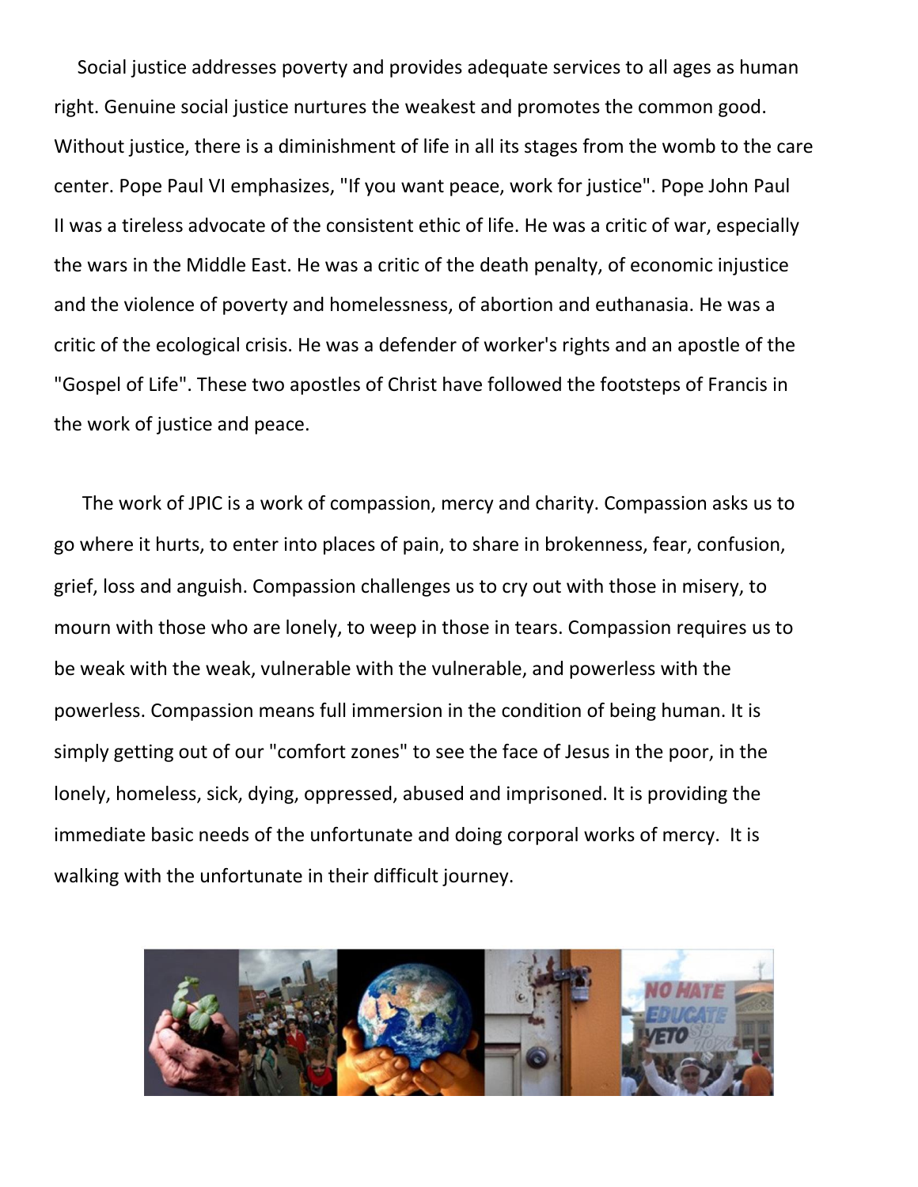Social justice addresses poverty and provides adequate services to all ages as human right. Genuine social justice nurtures the weakest and promotes the common good. Without justice, there is a diminishment of life in all its stages from the womb to the care center. Pope Paul VI emphasizes, "If you want peace, work for justice". Pope John Paul II was a tireless advocate of the consistent ethic of life. He was a critic of war, especially the wars in the Middle East. He was a critic of the death penalty, of economic injustice and the violence of poverty and homelessness, of abortion and euthanasia. He was a critic of the ecological crisis. He was a defender of worker's rights and an apostle of the "Gospel of Life". These two apostles of Christ have followed the footsteps of Francis in the work of justice and peace.

The work of JPIC is a work of compassion, mercy and charity. Compassion asks us to go where it hurts, to enter into places of pain, to share in brokenness, fear, confusion, grief, loss and anguish. Compassion challenges us to cry out with those in misery, to mourn with those who are lonely, to weep in those in tears. Compassion requires us to be weak with the weak, vulnerable with the vulnerable, and powerless with the powerless. Compassion means full immersion in the condition of being human. It is simply getting out of our "comfort zones" to see the face of Jesus in the poor, in the lonely, homeless, sick, dying, oppressed, abused and imprisoned. It is providing the immediate basic needs of the unfortunate and doing corporal works of mercy. It is walking with the unfortunate in their difficult journey.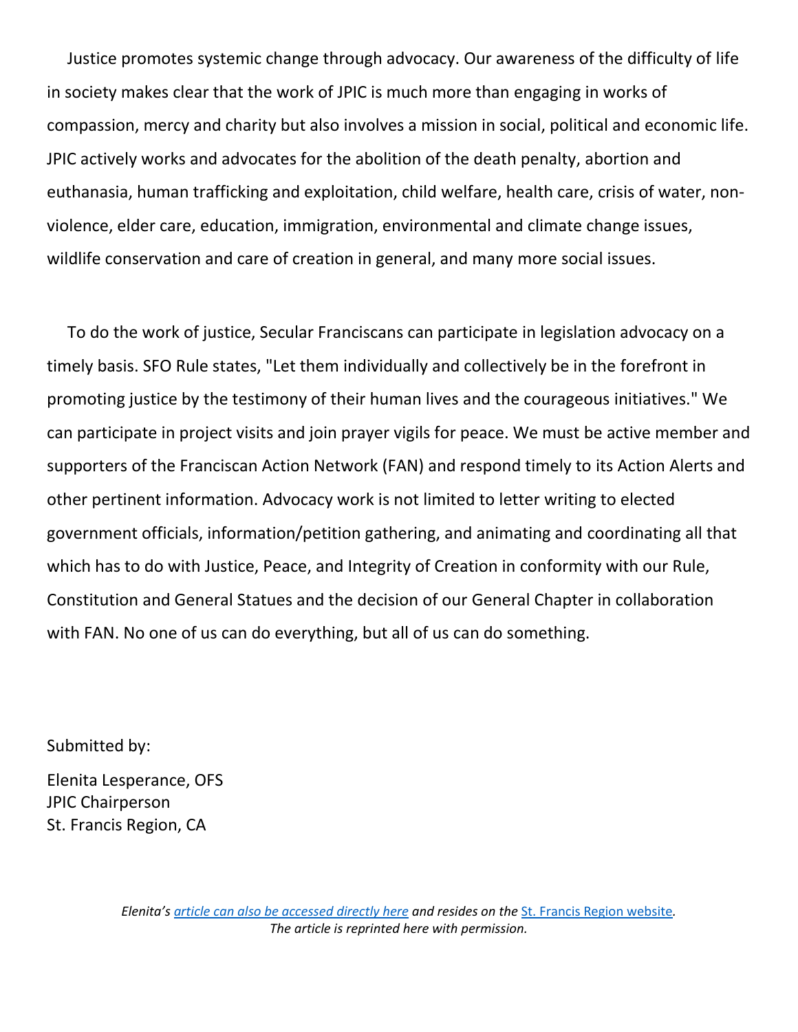Justice promotes systemic change through advocacy. Our awareness of the difficulty of life in society makes clear that the work of JPIC is much more than engaging in works of compassion, mercy and charity but also involves a mission in social, political and economic life. JPIC actively works and advocates for the abolition of the death penalty, abortion and euthanasia, human trafficking and exploitation, child welfare, health care, crisis of water, non-violence, elder care, education, immigration, environmental and climate change issues, wildlife conservation and care of creation in general, and many more social issues.

To do the work of justice, Secular Franciscans can participate in legislation advocacy on a timely basis. SFO Rule states, "Let them individually and collectively be in the forefront in promoting justice by the testimony of their human lives and the courageous initiatives." We can participate in project visits and join prayer vigils for peace. We must be active member and supporters of the Franciscan Action Network (FAN) and respond timely to its Action Alerts and other pertinent information. Advocacy work is not limited to letter writing to elected government officials, information/petition gathering, and animating and coordinating all that which has to do with Justice, Peace, and Integrity of Creation in conformity with our Rule, Constitution and General Statues and the decision of our General Chapter in collaboration with FAN. No one of us can do everything, but all of us can do something.

Submitted by:

Elenita Lesperance, OFS
JPIC Chairperson
St. Francis Region, CA

*Elenita's article can also be accessed directly here and resides on the* St. Francis Region website*.*
*The article is reprinted here with permission.*